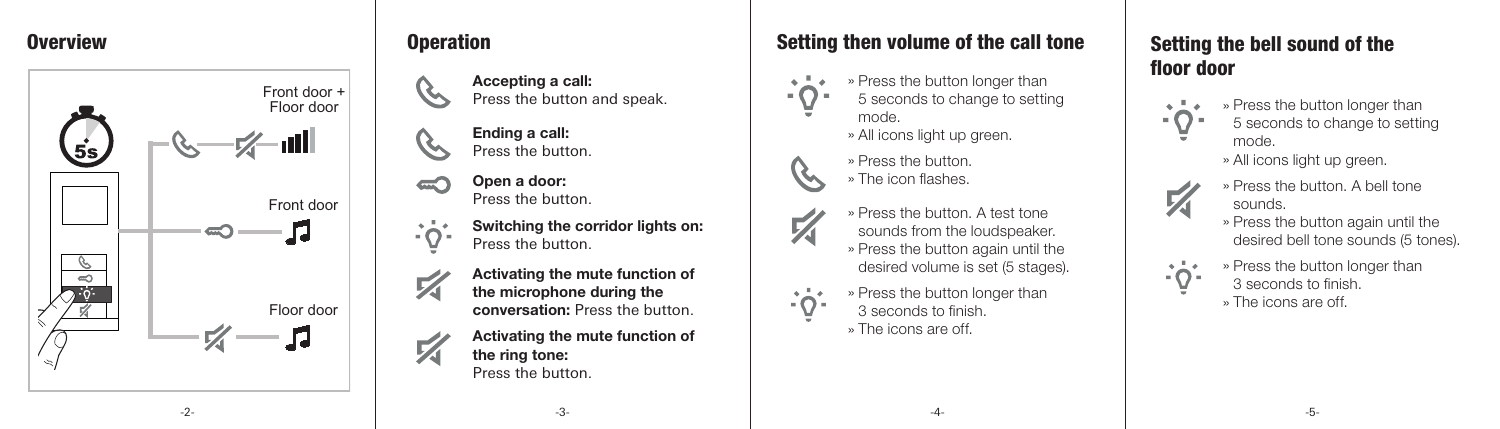## Overview

5s

Front door + Floor door

Front door

Floor door

## Operation

**Accepting a call:**
Press the button and speak.

**Ending a call:**
Press the button.

**Open a door:**
Press the button.

**Switching the corridor lights on:**
Press the button.

**Activating the mute function of the microphone during the conversation:** Press the button.

**Activating the mute function of the ring tone:**
Press the button.

## Setting then volume of the call tone

- » Press the button longer than 5 seconds to change to setting mode.
- » All icons light up green.
- » Press the button.
- » The icon flashes.
- » Press the button. A test tone sounds from the loudspeaker.
- » Press the button again until the desired volume is set (5 stages).
- » Press the button longer than 3 seconds to finish.
- » The icons are off.

## Setting the bell sound of the floor door

- » Press the button longer than 5 seconds to change to setting mode.
- » All icons light up green.
- » Press the button. A bell tone sounds.
- » Press the button again until the desired bell tone sounds (5 tones).
- » Press the button longer than 3 seconds to finish.
- » The icons are off.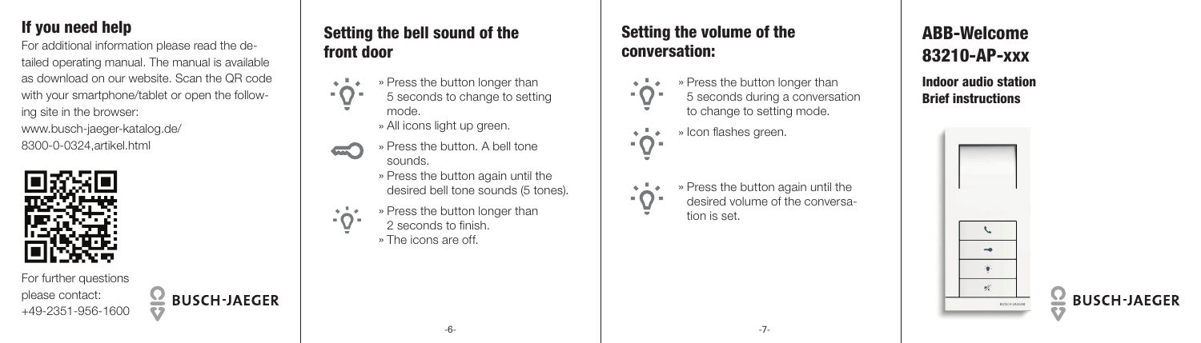## If you need help

For additional information please read the detailed operating manual. The manual is available as download on our website. Scan the QR code with your smartphone/tablet or open the following site in the browser:
www.busch-jaeger-katalog.de/
8300-0-0324,artikel.html

For further questions please contact:
+49-2351-956-1600

BUSCH-JAEGER

## Setting the bell sound of the front door

- » Press the button longer than 5 seconds to change to setting mode.
- » All icons light up green.
- » Press the button. A bell tone sounds.
- » Press the button again until the desired bell tone sounds (5 tones).
- » Press the button longer than 2 seconds to finish.
- » The icons are off.

## Setting the volume of the conversation:

- » Press the button longer than 5 seconds during a conversation to change to setting mode.
- » Icon flashes green.
- » Press the button again until the desired volume of the conversation is set.

# ABB-Welcome 83210-AP-xxx

**Indoor audio station**
**Brief instructions**

BUSCH-JAEGER